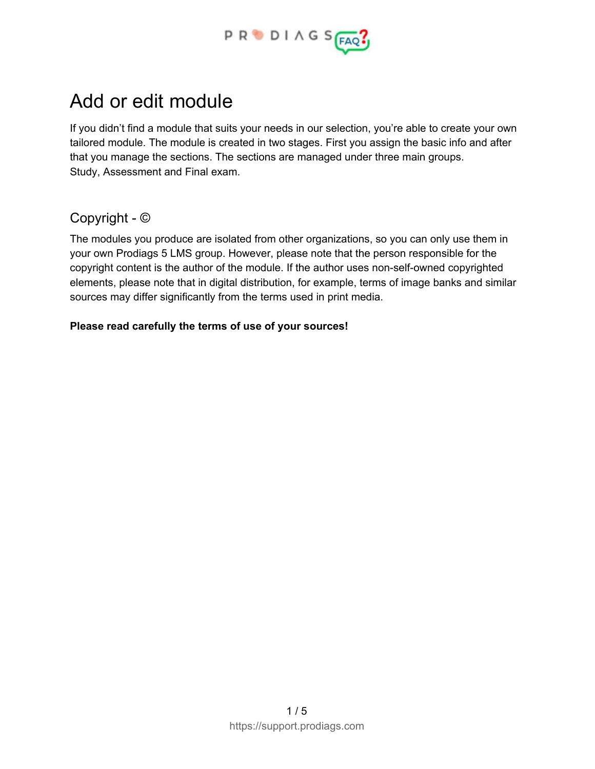# Add or edit module

If you didn't find a module that suits your needs in our selection, you're able to create your own tailored module. The module is created in two stages. First you assign the basic info and after that you manage the sections. The sections are managed under three main groups.
Study, Assessment and Final exam.

## Copyright - ©

The modules you produce are isolated from other organizations, so you can only use them in your own Prodiags 5 LMS group. However, please note that the person responsible for the copyright content is the author of the module. If the author uses non-self-owned copyrighted elements, please note that in digital distribution, for example, terms of image banks and similar sources may differ significantly from the terms used in print media.

**Please read carefully the terms of use of your sources!**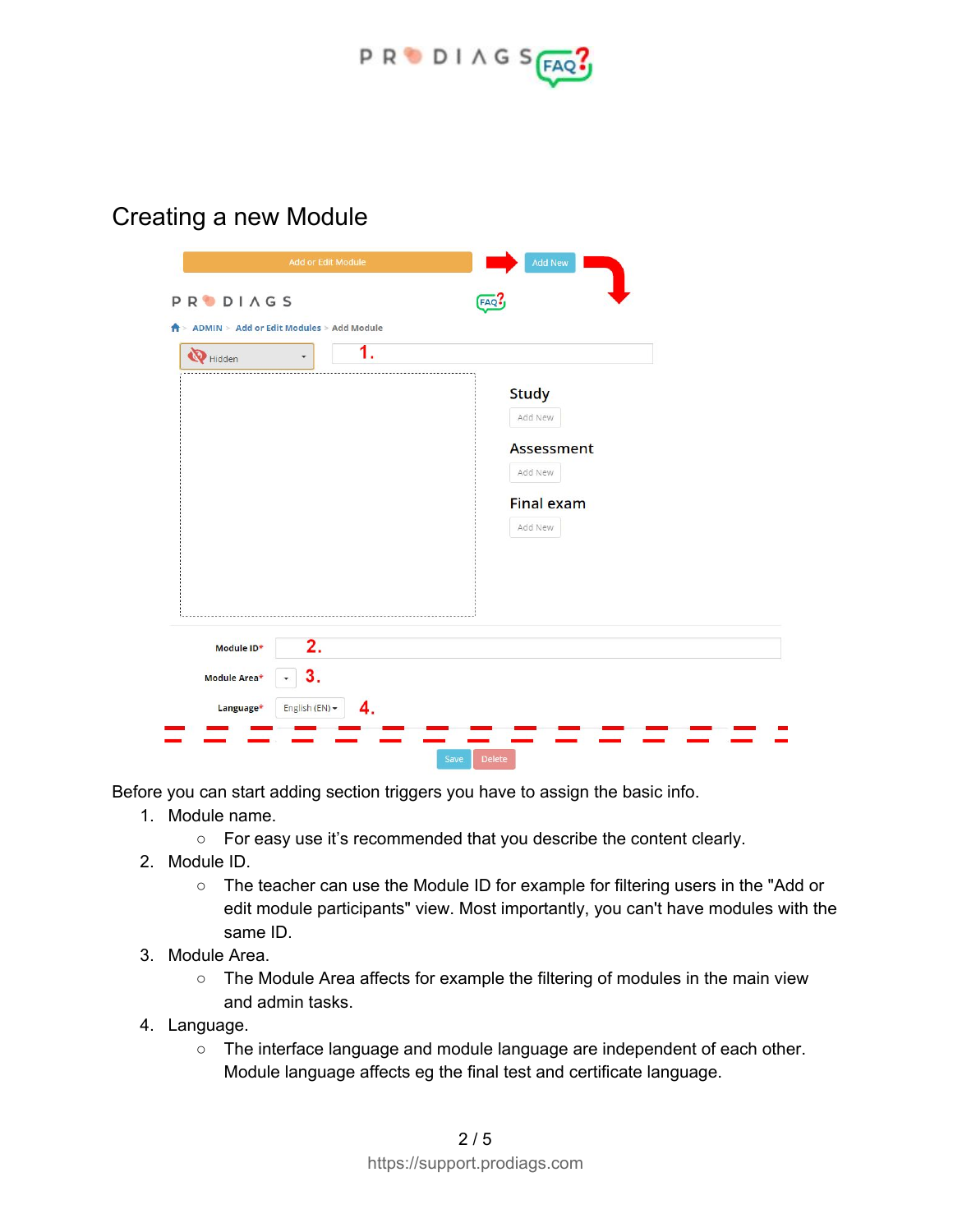## Creating a new Module

Before you can start adding section triggers you have to assign the basic info.

1. Module name.
   - For easy use it's recommended that you describe the content clearly.
2. Module ID.
   - The teacher can use the Module ID for example for filtering users in the "Add or edit module participants" view. Most importantly, you can't have modules with the same ID.
3. Module Area.
   - The Module Area affects for example the filtering of modules in the main view and admin tasks.
4. Language.
   - The interface language and module language are independent of each other. Module language affects eg the final test and certificate language.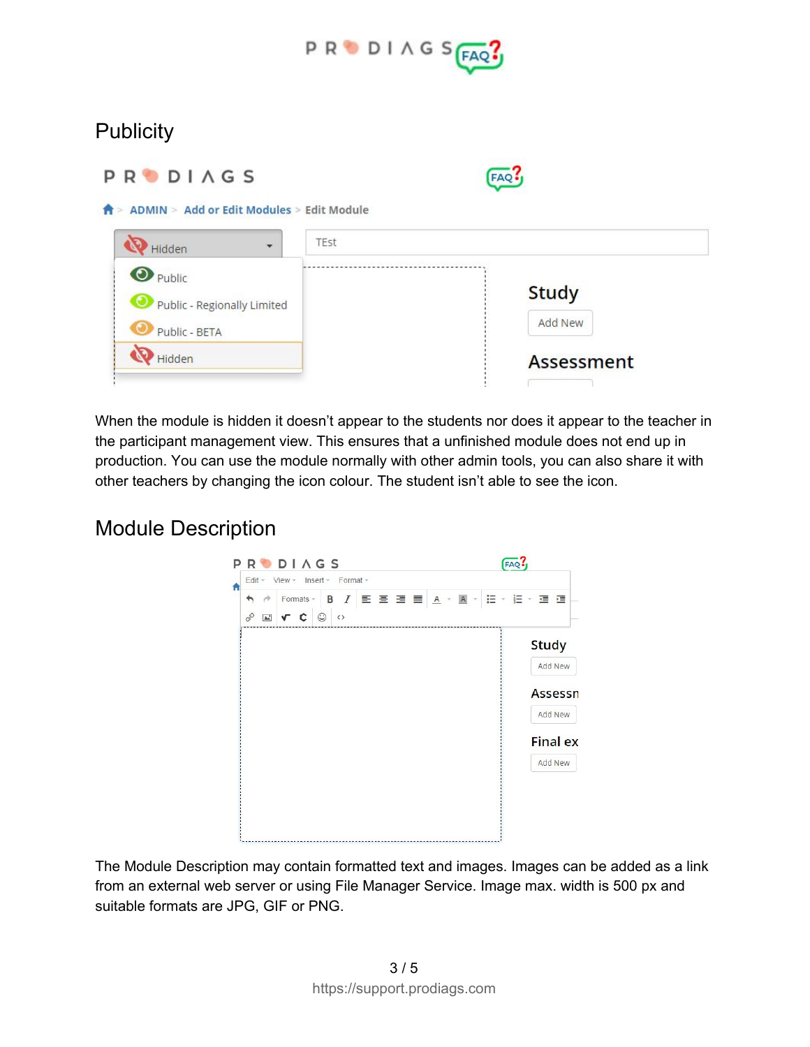## Publicity

When the module is hidden it doesn't appear to the students nor does it appear to the teacher in the participant management view. This ensures that a unfinished module does not end up in production. You can use the module normally with other admin tools, you can also share it with other teachers by changing the icon colour. The student isn't able to see the icon.

## Module Description

The Module Description may contain formatted text and images. Images can be added as a link from an external web server or using File Manager Service. Image max. width is 500 px and suitable formats are JPG, GIF or PNG.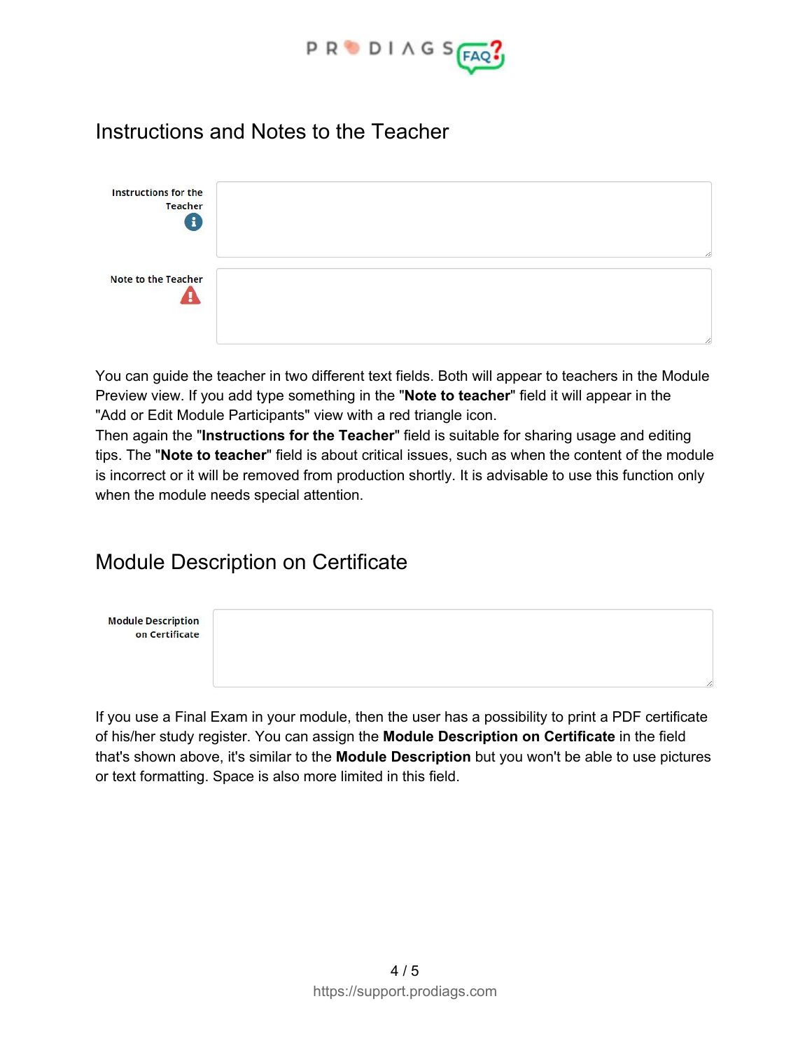## Instructions and Notes to the Teacher

Instructions for the Teacher

Note to the Teacher

You can guide the teacher in two different text fields. Both will appear to teachers in the Module Preview view. If you add type something in the "**Note to teacher**" field it will appear in the "Add or Edit Module Participants" view with a red triangle icon.

Then again the "**Instructions for the Teacher**" field is suitable for sharing usage and editing tips. The "**Note to teacher**" field is about critical issues, such as when the content of the module is incorrect or it will be removed from production shortly. It is advisable to use this function only when the module needs special attention.

## Module Description on Certificate

Module Description on Certificate

If you use a Final Exam in your module, then the user has a possibility to print a PDF certificate of his/her study register. You can assign the **Module Description on Certificate** in the field that's shown above, it's similar to the **Module Description** but you won't be able to use pictures or text formatting. Space is also more limited in this field.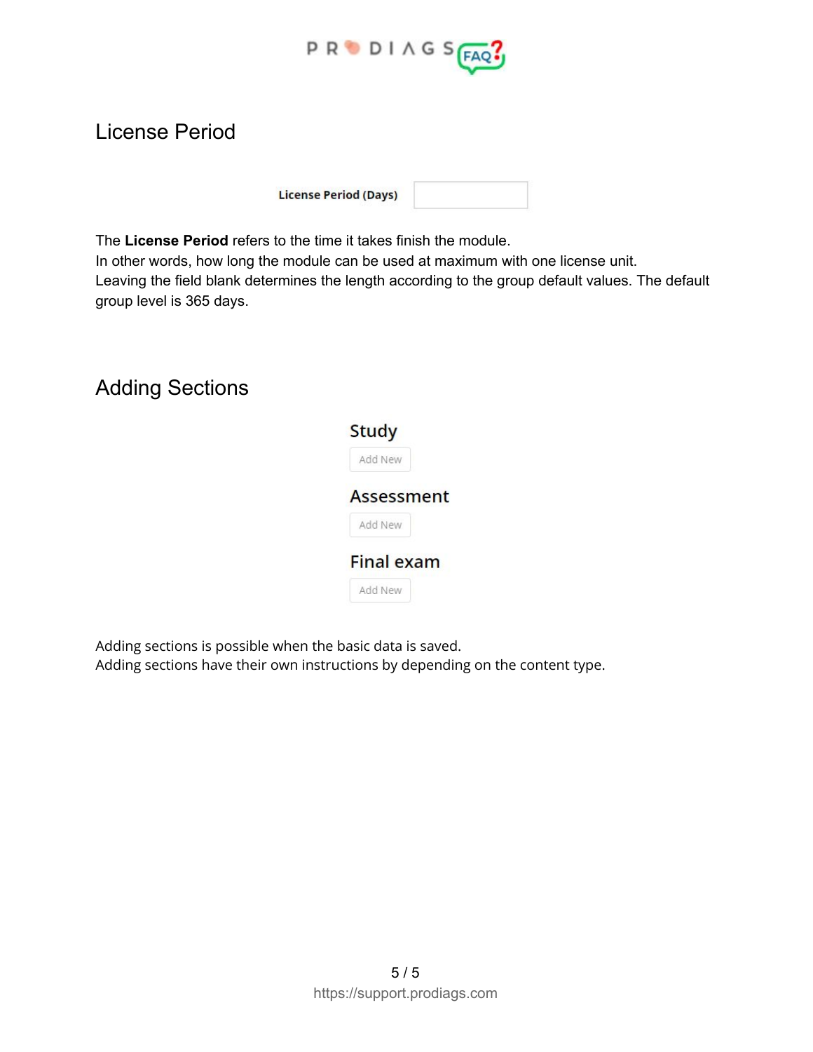## License Period

License Period (Days)

The **License Period** refers to the time it takes finish the module.
In other words, how long the module can be used at maximum with one license unit.
Leaving the field blank determines the length according to the group default values. The default group level is 365 days.

## Adding Sections

Study

Add New

Assessment

Add New

Final exam

Add New

Adding sections is possible when the basic data is saved.
Adding sections have their own instructions by depending on the content type.